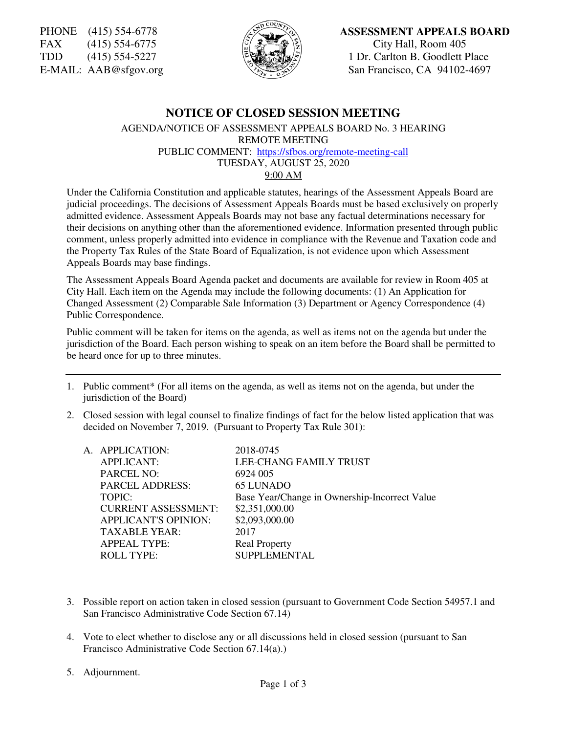PHONE (415) 554-6778
FAX (415) 554-6775
TDD (415) 554-5227
E-MAIL: AAB@sfgov.org

**ASSESSMENT APPEALS BOARD**
City Hall, Room 405
1 Dr. Carlton B. Goodlett Place
San Francisco, CA 94102-4697

# NOTICE OF CLOSED SESSION MEETING

AGENDA/NOTICE OF ASSESSMENT APPEALS BOARD No. 3 HEARING
REMOTE MEETING
PUBLIC COMMENT: https://sfbos.org/remote-meeting-call
TUESDAY, AUGUST 25, 2020
9:00 AM

Under the California Constitution and applicable statutes, hearings of the Assessment Appeals Board are judicial proceedings. The decisions of Assessment Appeals Boards must be based exclusively on properly admitted evidence. Assessment Appeals Boards may not base any factual determinations necessary for their decisions on anything other than the aforementioned evidence. Information presented through public comment, unless properly admitted into evidence in compliance with the Revenue and Taxation code and the Property Tax Rules of the State Board of Equalization, is not evidence upon which Assessment Appeals Boards may base findings.

The Assessment Appeals Board Agenda packet and documents are available for review in Room 405 at City Hall. Each item on the Agenda may include the following documents: (1) An Application for Changed Assessment (2) Comparable Sale Information (3) Department or Agency Correspondence (4) Public Correspondence.

Public comment will be taken for items on the agenda, as well as items not on the agenda but under the jurisdiction of the Board. Each person wishing to speak on an item before the Board shall be permitted to be heard once for up to three minutes.

---

1. Public comment* (For all items on the agenda, as well as items not on the agenda, but under the jurisdiction of the Board)

2. Closed session with legal counsel to finalize findings of fact for the below listed application that was decided on November 7, 2019. (Pursuant to Property Tax Rule 301):

   A. APPLICATION: 2018-0745
   APPLICANT: LEE-CHANG FAMILY TRUST
   PARCEL NO: 6924 005
   PARCEL ADDRESS: 65 LUNADO
   TOPIC: Base Year/Change in Ownership-Incorrect Value
   CURRENT ASSESSMENT: $2,351,000.00
   APPLICANT'S OPINION: $2,093,000.00
   TAXABLE YEAR: 2017
   APPEAL TYPE: Real Property
   ROLL TYPE: SUPPLEMENTAL

3. Possible report on action taken in closed session (pursuant to Government Code Section 54957.1 and San Francisco Administrative Code Section 67.14)

4. Vote to elect whether to disclose any or all discussions held in closed session (pursuant to San Francisco Administrative Code Section 67.14(a).)

5. Adjournment.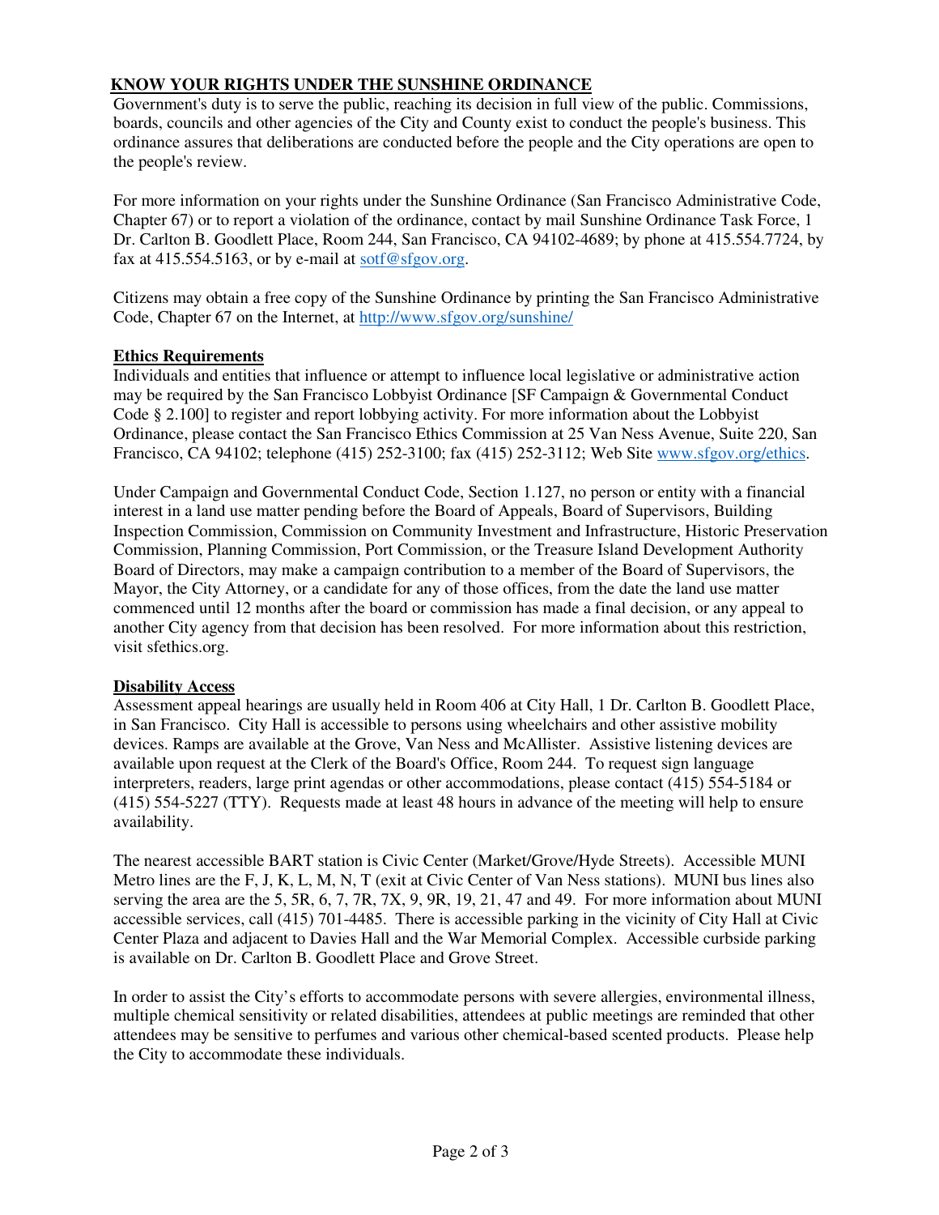## KNOW YOUR RIGHTS UNDER THE SUNSHINE ORDINANCE

Government's duty is to serve the public, reaching its decision in full view of the public. Commissions, boards, councils and other agencies of the City and County exist to conduct the people's business. This ordinance assures that deliberations are conducted before the people and the City operations are open to the people's review.

For more information on your rights under the Sunshine Ordinance (San Francisco Administrative Code, Chapter 67) or to report a violation of the ordinance, contact by mail Sunshine Ordinance Task Force, 1 Dr. Carlton B. Goodlett Place, Room 244, San Francisco, CA 94102-4689; by phone at 415.554.7724, by fax at 415.554.5163, or by e-mail at sotf@sfgov.org.

Citizens may obtain a free copy of the Sunshine Ordinance by printing the San Francisco Administrative Code, Chapter 67 on the Internet, at http://www.sfgov.org/sunshine/

### Ethics Requirements

Individuals and entities that influence or attempt to influence local legislative or administrative action may be required by the San Francisco Lobbyist Ordinance [SF Campaign & Governmental Conduct Code § 2.100] to register and report lobbying activity. For more information about the Lobbyist Ordinance, please contact the San Francisco Ethics Commission at 25 Van Ness Avenue, Suite 220, San Francisco, CA 94102; telephone (415) 252-3100; fax (415) 252-3112; Web Site www.sfgov.org/ethics.

Under Campaign and Governmental Conduct Code, Section 1.127, no person or entity with a financial interest in a land use matter pending before the Board of Appeals, Board of Supervisors, Building Inspection Commission, Commission on Community Investment and Infrastructure, Historic Preservation Commission, Planning Commission, Port Commission, or the Treasure Island Development Authority Board of Directors, may make a campaign contribution to a member of the Board of Supervisors, the Mayor, the City Attorney, or a candidate for any of those offices, from the date the land use matter commenced until 12 months after the board or commission has made a final decision, or any appeal to another City agency from that decision has been resolved. For more information about this restriction, visit sfethics.org.

### Disability Access

Assessment appeal hearings are usually held in Room 406 at City Hall, 1 Dr. Carlton B. Goodlett Place, in San Francisco. City Hall is accessible to persons using wheelchairs and other assistive mobility devices. Ramps are available at the Grove, Van Ness and McAllister. Assistive listening devices are available upon request at the Clerk of the Board's Office, Room 244. To request sign language interpreters, readers, large print agendas or other accommodations, please contact (415) 554-5184 or (415) 554-5227 (TTY). Requests made at least 48 hours in advance of the meeting will help to ensure availability.

The nearest accessible BART station is Civic Center (Market/Grove/Hyde Streets). Accessible MUNI Metro lines are the F, J, K, L, M, N, T (exit at Civic Center of Van Ness stations). MUNI bus lines also serving the area are the 5, 5R, 6, 7, 7R, 7X, 9, 9R, 19, 21, 47 and 49. For more information about MUNI accessible services, call (415) 701-4485. There is accessible parking in the vicinity of City Hall at Civic Center Plaza and adjacent to Davies Hall and the War Memorial Complex. Accessible curbside parking is available on Dr. Carlton B. Goodlett Place and Grove Street.

In order to assist the City's efforts to accommodate persons with severe allergies, environmental illness, multiple chemical sensitivity or related disabilities, attendees at public meetings are reminded that other attendees may be sensitive to perfumes and various other chemical-based scented products. Please help the City to accommodate these individuals.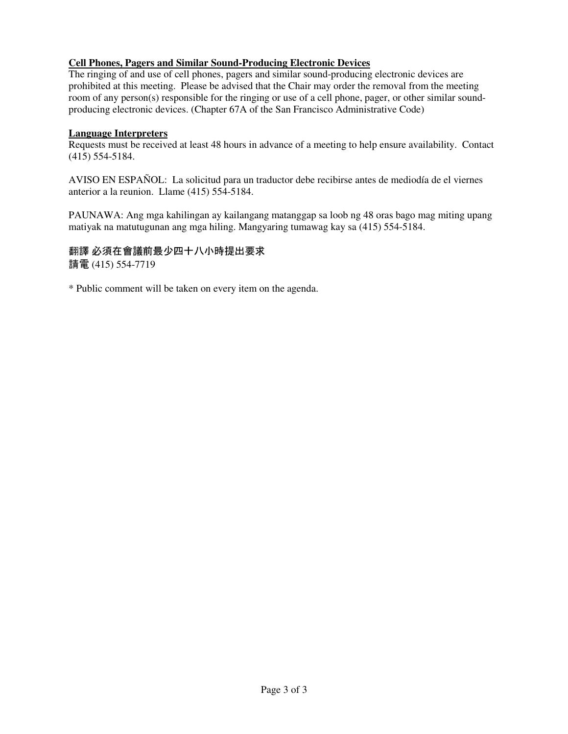**Cell Phones, Pagers and Similar Sound-Producing Electronic Devices**
The ringing of and use of cell phones, pagers and similar sound-producing electronic devices are prohibited at this meeting. Please be advised that the Chair may order the removal from the meeting room of any person(s) responsible for the ringing or use of a cell phone, pager, or other similar sound-producing electronic devices. (Chapter 67A of the San Francisco Administrative Code)

**Language Interpreters**
Requests must be received at least 48 hours in advance of a meeting to help ensure availability. Contact (415) 554-5184.

AVISO EN ESPAÑOL: La solicitud para un traductor debe recibirse antes de mediodía de el viernes anterior a la reunion. Llame (415) 554-5184.

PAUNAWA: Ang mga kahilingan ay kailangang matanggap sa loob ng 48 oras bago mag miting upang matiyak na matutugunan ang mga hiling. Mangyaring tumawag kay sa (415) 554-5184.

**翻譯 必須在會議前最少四十八小時提出要求**
**請電** (415) 554-7719

* Public comment will be taken on every item on the agenda.